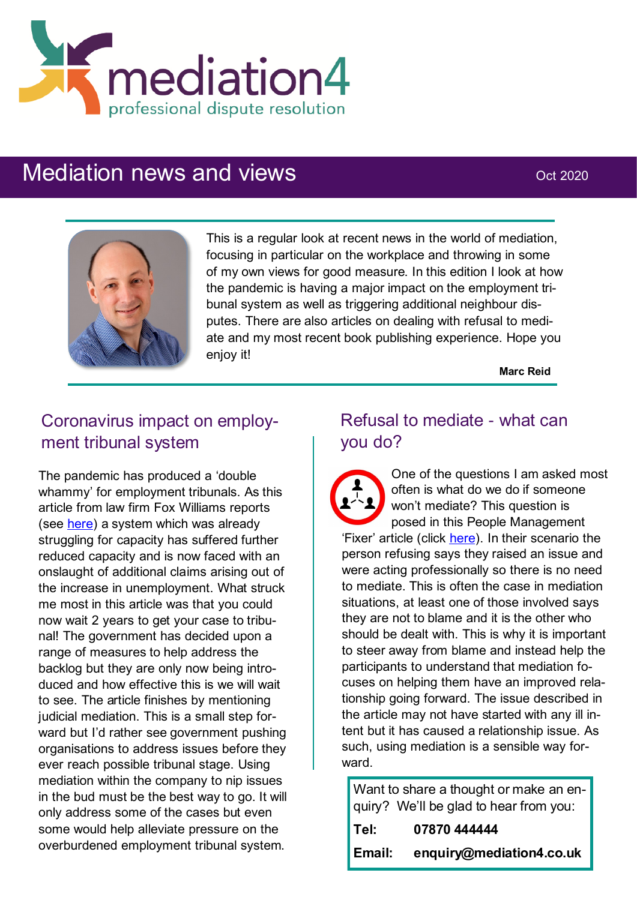mediation4

professional dispute resolution

# Mediation news and views

Oct 2020

This is a regular look at recent news in the world of mediation, focusing in particular on the workplace and throwing in some of my own views for good measure. In this edition I look at how the pandemic is having a major impact on the employment tribunal system as well as triggering additional neighbour disputes. There are also articles on dealing with refusal to mediate and my most recent book publishing experience. Hope you enjoy it!

**Marc Reid**

## Coronavirus impact on employment tribunal system

The pandemic has produced a 'double whammy' for employment tribunals. As this article from law firm Fox Williams reports (see here) a system which was already struggling for capacity has suffered further reduced capacity and is now faced with an onslaught of additional claims arising out of the increase in unemployment. What struck me most in this article was that you could now wait 2 years to get your case to tribunal! The government has decided upon a range of measures to help address the backlog but they are only now being introduced and how effective this is we will wait to see. The article finishes by mentioning judicial mediation. This is a small step forward but I'd rather see government pushing organisations to address issues before they ever reach possible tribunal stage. Using mediation within the company to nip issues in the bud must be the best way to go. It will only address some of the cases but even some would help alleviate pressure on the overburdened employment tribunal system.

## Refusal to mediate - what can you do?

One of the questions I am asked most often is what do we do if someone won't mediate? This question is posed in this People Management 'Fixer' article (click here). In their scenario the person refusing says they raised an issue and were acting professionally so there is no need to mediate. This is often the case in mediation situations, at least one of those involved says they are not to blame and it is the other who should be dealt with. This is why it is important to steer away from blame and instead help the participants to understand that mediation focuses on helping them have an improved relationship going forward. The issue described in the article may not have started with any ill intent but it has caused a relationship issue. As such, using mediation is a sensible way forward.

Want to share a thought or make an enquiry? We'll be glad to hear from you:

**Tel:** **07870 444444**

**Email:** **enquiry@mediation4.co.uk**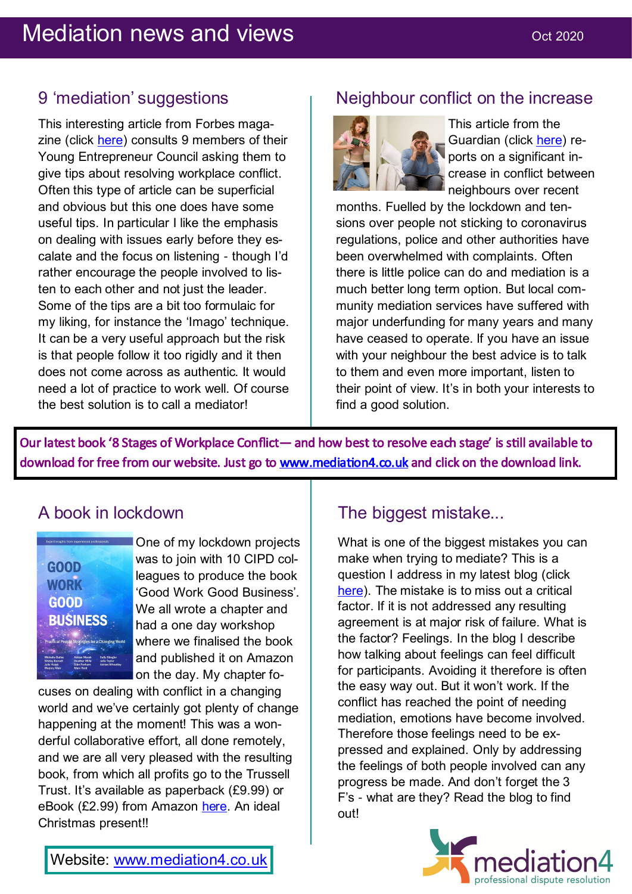# Mediation news and views

Oct 2020

## 9 'mediation' suggestions

This interesting article from Forbes magazine (click here) consults 9 members of their Young Entrepreneur Council asking them to give tips about resolving workplace conflict. Often this type of article can be superficial and obvious but this one does have some useful tips. In particular I like the emphasis on dealing with issues early before they escalate and the focus on listening - though I'd rather encourage the people involved to listen to each other and not just the leader. Some of the tips are a bit too formulaic for my liking, for instance the 'Imago' technique. It can be a very useful approach but the risk is that people follow it too rigidly and it then does not come across as authentic. It would need a lot of practice to work well. Of course the best solution is to call a mediator!

## Neighbour conflict on the increase

This article from the Guardian (click here) reports on a significant increase in conflict between neighbours over recent months. Fuelled by the lockdown and tensions over people not sticking to coronavirus regulations, police and other authorities have been overwhelmed with complaints. Often there is little police can do and mediation is a much better long term option. But local community mediation services have suffered with major underfunding for many years and many have ceased to operate. If you have an issue with your neighbour the best advice is to talk to them and even more important, listen to their point of view. It's in both your interests to find a good solution.

**Our latest book '8 Stages of Workplace Conflict— and how best to resolve each stage' is still available to download for free from our website. Just go to www.mediation4.co.uk and click on the download link.**

## A book in lockdown

One of my lockdown projects was to join with 10 CIPD colleagues to produce the book 'Good Work Good Business'. We all wrote a chapter and had a one day workshop where we finalised the book and published it on Amazon on the day. My chapter focuses on dealing with conflict in a changing world and we've certainly got plenty of change happening at the moment! This was a wonderful collaborative effort, all done remotely, and we are all very pleased with the resulting book, from which all profits go to the Trussell Trust. It's available as paperback (£9.99) or eBook (£2.99) from Amazon here. An ideal Christmas present!!

## The biggest mistake...

What is one of the biggest mistakes you can make when trying to mediate? This is a question I address in my latest blog (click here). The mistake is to miss out a critical factor. If it is not addressed any resulting agreement is at major risk of failure. What is the factor? Feelings. In the blog I describe how talking about feelings can feel difficult for participants. Avoiding it therefore is often the easy way out. But it won't work. If the conflict has reached the point of needing mediation, emotions have become involved. Therefore those feelings need to be expressed and explained. Only by addressing the feelings of both people involved can any progress be made. And don't forget the 3 F's - what are they? Read the blog to find out!

Website: www.mediation4.co.uk

mediation4 professional dispute resolution